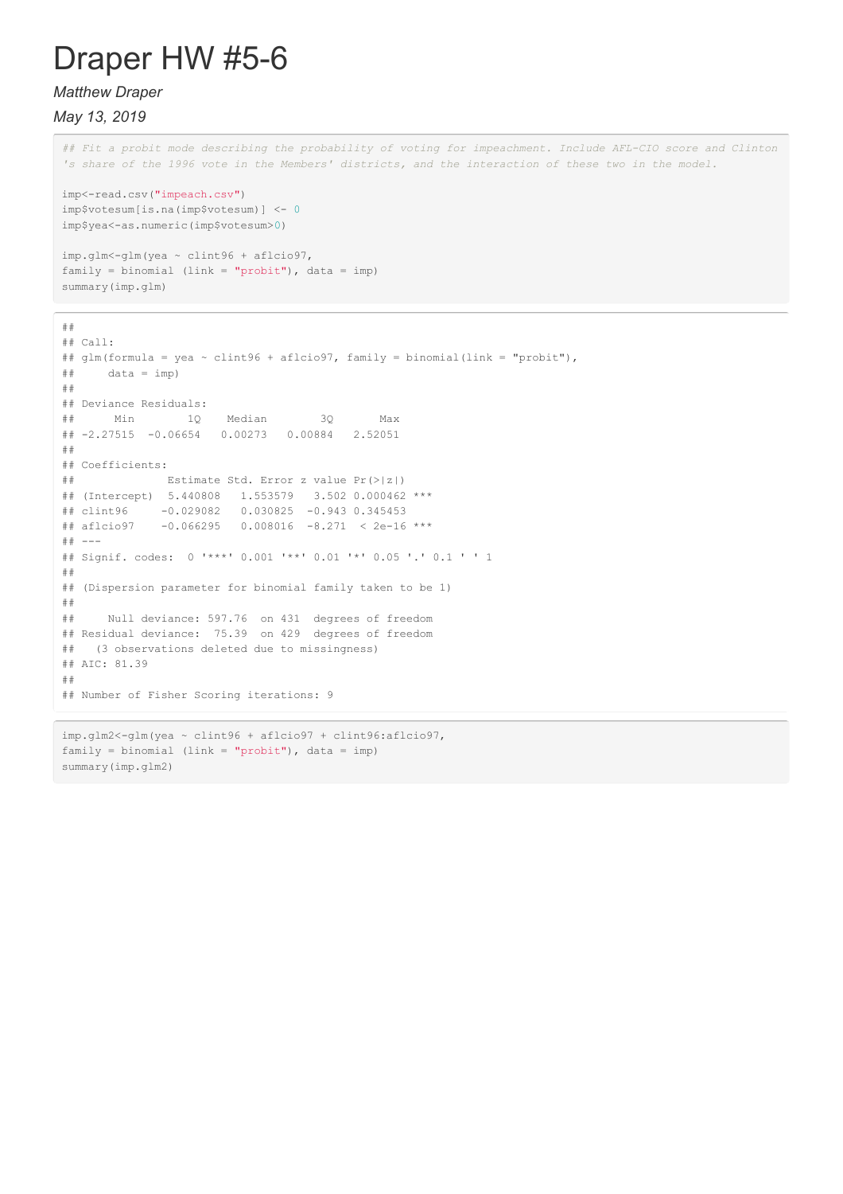# Draper HW #5-6

*Matthew Draper*

*May 13, 2019*

```
## Fit a probit mode describing the probability of voting for impeachment. Include AFL-CIO score and Clinton
's share of the 1996 vote in the Members' districts, and the interaction of these two in the model.

imp<-read.csv("impeach.csv")
imp$votesum[is.na(imp$votesum)] <- 0
imp$yea<-as.numeric(imp$votesum>0)

imp.glm<-glm(yea ~ clint96 + aflcio97,
family = binomial (link = "probit"), data = imp)
summary(imp.glm)
```

```
##
## Call:
## glm(formula = yea ~ clint96 + aflcio97, family = binomial(link = "probit"),
##     data = imp)
##
## Deviance Residuals:
##      Min        1Q    Median        3Q       Max
## -2.27515  -0.06654   0.00273   0.00884   2.52051
##
## Coefficients:
##              Estimate Std. Error z value Pr(>|z|)
## (Intercept)  5.440808   1.553579   3.502 0.000462 ***
## clint96     -0.029082   0.030825  -0.943 0.345453
## aflcio97    -0.066295   0.008016  -8.271  < 2e-16 ***
## ---
## Signif. codes:  0 '***' 0.001 '**' 0.01 '*' 0.05 '.' 0.1 ' ' 1
##
## (Dispersion parameter for binomial family taken to be 1)
##
##     Null deviance: 597.76  on 431  degrees of freedom
## Residual deviance:  75.39  on 429  degrees of freedom
##   (3 observations deleted due to missingness)
## AIC: 81.39
##
## Number of Fisher Scoring iterations: 9
```

```
imp.glm2<-glm(yea ~ clint96 + aflcio97 + clint96:aflcio97,
family = binomial (link = "probit"), data = imp)
summary(imp.glm2)
```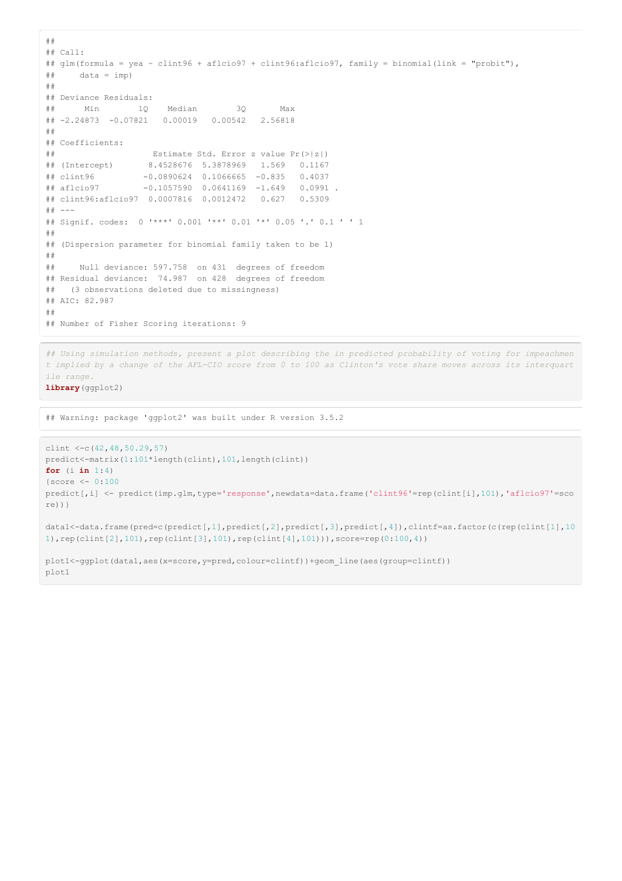```
##
## Call:
## glm(formula = yea ~ clint96 + aflcio97 + clint96:aflcio97, family = binomial(link = "probit"),
##     data = imp)
##
## Deviance Residuals:
##      Min        1Q    Median        3Q       Max
## -2.24873  -0.07821   0.00019   0.00542   2.56818
##
## Coefficients:
##                    Estimate Std. Error z value Pr(>|z|)
## (Intercept)       8.4528676  5.3878969   1.569   0.1167
## clint96          -0.0890624  0.1066665  -0.835   0.4037
## aflcio97         -0.1057590  0.0641169  -1.649   0.0991 .
## clint96:aflcio97  0.0007816  0.0012472   0.627   0.5309
## ---
## Signif. codes:  0 '***' 0.001 '**' 0.01 '*' 0.05 '.' 0.1 ' ' 1
##
## (Dispersion parameter for binomial family taken to be 1)
##
##     Null deviance: 597.758  on 431  degrees of freedom
## Residual deviance:  74.987  on 428  degrees of freedom
##   (3 observations deleted due to missingness)
## AIC: 82.987
##
## Number of Fisher Scoring iterations: 9
```

```r
## Using simulation methods, present a plot describing the in predicted probability of voting for impeachment implied by a change of the AFL-CIO score from 0 to 100 as Clinton's vote share moves across its interquartile range.
library(ggplot2)
```

```
## Warning: package 'ggplot2' was built under R version 3.5.2
```

```r
clint <-c(42,48,50.29,57)
predict<-matrix(1:101*length(clint),101,length(clint))
for (i in 1:4)
{score <- 0:100
predict[,i] <- predict(imp.glm,type='response',newdata=data.frame('clint96'=rep(clint[i],101),'aflcio97'=score))}

data1<-data.frame(pred=c(predict[,1],predict[,2],predict[,3],predict[,4]),clintf=as.factor(c(rep(clint[1],101),rep(clint[2],101),rep(clint[3],101),rep(clint[4],101))),score=rep(0:100,4))

plot1<-ggplot(data1,aes(x=score,y=pred,colour=clintf))+geom_line(aes(group=clintf))
plot1
```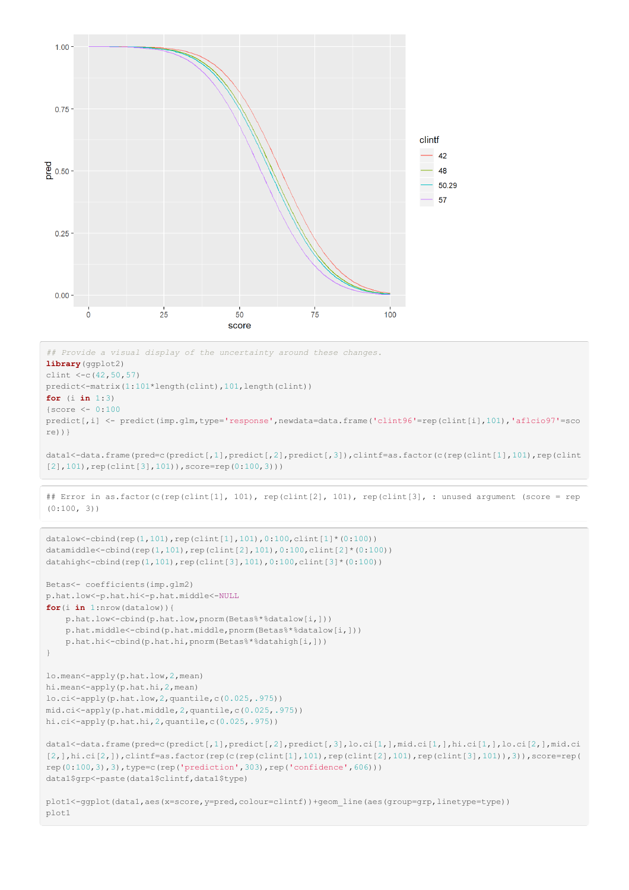1.00
0.75
0.50
0.25
0.00
pred
0
25
50
75
100
score
clintf
42
48
50.29
57

```
## Provide a visual display of the uncertainty around these changes.
library(ggplot2)
clint <-c(42,50,57)
predict<-matrix(1:101*length(clint),101,length(clint))
for (i in 1:3)
{score <- 0:100
predict[,i] <- predict(imp.glm,type='response',newdata=data.frame('clint96'=rep(clint[i],101),'aflcio97'=score))}

data1<-data.frame(pred=c(predict[,1],predict[,2],predict[,3]),clintf=as.factor(c(rep(clint[1],101),rep(clint[2],101),rep(clint[3],101)),score=rep(0:100,3)))
```

```
## Error in as.factor(c(rep(clint[1], 101), rep(clint[2], 101), rep(clint[3], : unused argument (score = rep(0:100, 3))
```

```
datalow<-cbind(rep(1,101),rep(clint[1],101),0:100,clint[1]*(0:100))
datamiddle<-cbind(rep(1,101),rep(clint[2],101),0:100,clint[2]*(0:100))
datahigh<-cbind(rep(1,101),rep(clint[3],101),0:100,clint[3]*(0:100))

Betas<- coefficients(imp.glm2)
p.hat.low<-p.hat.hi<-p.hat.middle<-NULL
for(i in 1:nrow(datalow)){
    p.hat.low<-cbind(p.hat.low,pnorm(Betas%*%datalow[i,]))
    p.hat.middle<-cbind(p.hat.middle,pnorm(Betas%*%datalow[i,]))
    p.hat.hi<-cbind(p.hat.hi,pnorm(Betas%*%datahigh[i,]))
}

lo.mean<-apply(p.hat.low,2,mean)
hi.mean<-apply(p.hat.hi,2,mean)
lo.ci<-apply(p.hat.low,2,quantile,c(0.025,.975))
mid.ci<-apply(p.hat.middle,2,quantile,c(0.025,.975))
hi.ci<-apply(p.hat.hi,2,quantile,c(0.025,.975))

data1<-data.frame(pred=c(predict[,1],predict[,2],predict[,3],lo.ci[1,],mid.ci[1,],hi.ci[1,],lo.ci[2,],mid.ci[2,],hi.ci[2,]),clintf=as.factor(rep(c(rep(clint[1],101),rep(clint[2],101),rep(clint[3],101)),3)),score=rep(rep(0:100,3),3),type=c(rep('prediction',303),rep('confidence',606)))
data1$grp<-paste(data1$clintf,data1$type)

plot1<-ggplot(data1,aes(x=score,y=pred,colour=clintf))+geom_line(aes(group=grp,linetype=type))
plot1
```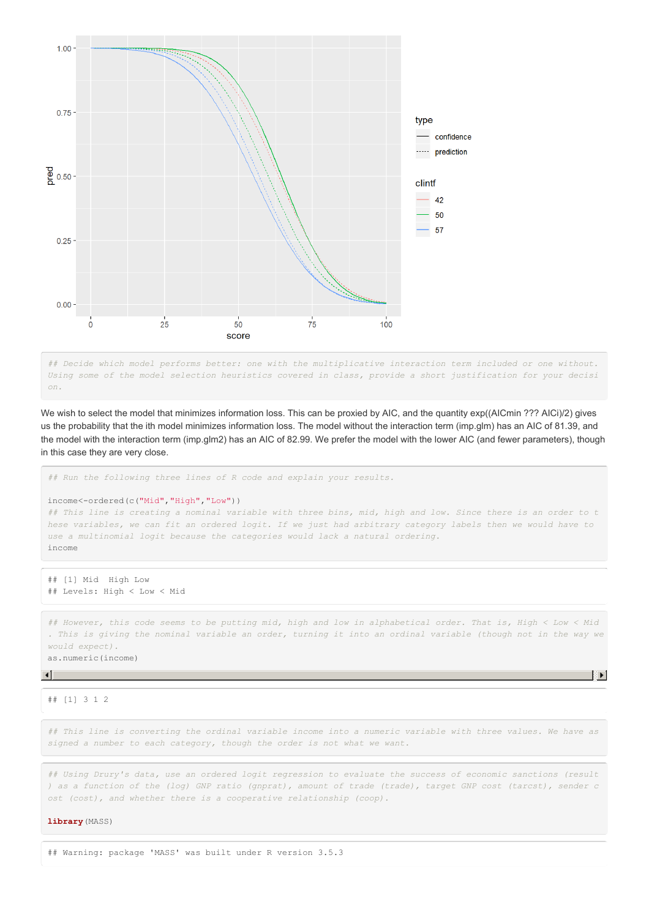1.00
0.75
pred 0.50
0.25
0.00
0 25 50 75 100
score

type
confidence
prediction

clintf
42
50
57

```
## Decide which model performs better: one with the multiplicative interaction term included or one without. Using some of the model selection heuristics covered in class, provide a short justification for your decision.
```

We wish to select the model that minimizes information loss. This can be proxied by AIC, and the quantity exp((AICmin ??? AICi)/2) gives us the probability that the ith model minimizes information loss. The model without the interaction term (imp.glm) has an AIC of 81.39, and the model with the interaction term (imp.glm2) has an AIC of 82.99. We prefer the model with the lower AIC (and fewer parameters), though in this case they are very close.

```
## Run the following three lines of R code and explain your results.

income<-ordered(c("Mid","High","Low"))
## This line is creating a nominal variable with three bins, mid, high and low. Since there is an order to these variables, we can fit an ordered logit. If we just had arbitrary category labels then we would have to use a multinomial logit because the categories would lack a natural ordering.
income
```

```
## [1] Mid  High Low
## Levels: High < Low < Mid
```

```
## However, this code seems to be putting mid, high and low in alphabetical order. That is, High < Low < Mid. This is giving the nominal variable an order, turning it into an ordinal variable (though not in the way we would expect).
as.numeric(income)
```

```
## [1] 3 1 2
```

```
## This line is converting the ordinal variable income into a numeric variable with three values. We have assigned a number to each category, though the order is not what we want.
```

```
## Using Drury's data, use an ordered logit regression to evaluate the success of economic sanctions (result) as a function of the (log) GNP ratio (gnprat), amount of trade (trade), target GNP cost (tarcst), sender cost (cost), and whether there is a cooperative relationship (coop).

library(MASS)
```

```
## Warning: package 'MASS' was built under R version 3.5.3
```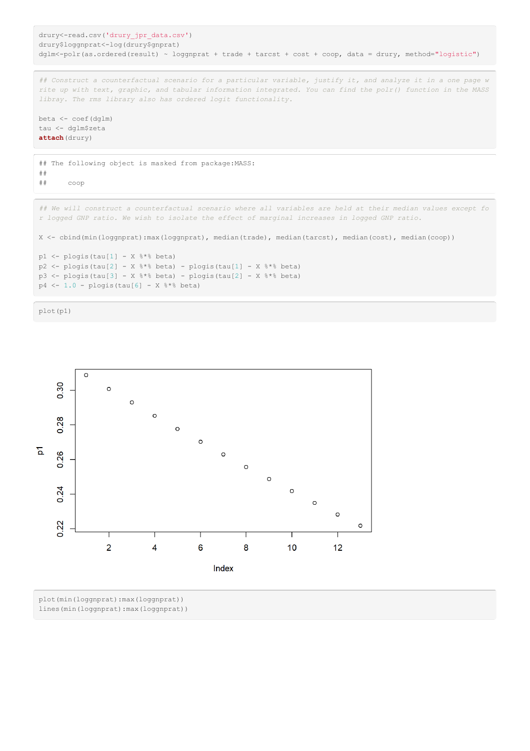```
drury<-read.csv('drury_jpr_data.csv')
drury$loggnprat<-log(drury$gnprat)
dglm<-polr(as.ordered(result) ~ loggnprat + trade + tarcst + cost + coop, data = drury, method="logistic")
```

```
## Construct a counterfactual scenario for a particular variable, justify it, and analyze it in a one page write up with text, graphic, and tabular information integrated. You can find the polr() function in the MASS libray. The rms library also has ordered logit functionality.

beta <- coef(dglm)
tau <- dglm$zeta
attach(drury)
```

```
## The following object is masked from package:MASS:
##
##     coop
```

```
## We will construct a counterfactual scenario where all variables are held at their median values except for logged GNP ratio. We wish to isolate the effect of marginal increases in logged GNP ratio.

X <- cbind(min(loggnprat):max(loggnprat), median(trade), median(tarcst), median(cost), median(coop))

p1 <- plogis(tau[1] - X %*% beta)
p2 <- plogis(tau[2] - X %*% beta) - plogis(tau[1] - X %*% beta)
p3 <- plogis(tau[3] - X %*% beta) - plogis(tau[2] - X %*% beta)
p4 <- 1.0 - plogis(tau[6] - X %*% beta)
```

```
plot(p1)
```

p1

0.22
0.24
0.26
0.28
0.30

2
4
6
8
10
12

Index

```
plot(min(loggnprat):max(loggnprat))
lines(min(loggnprat):max(loggnprat))
```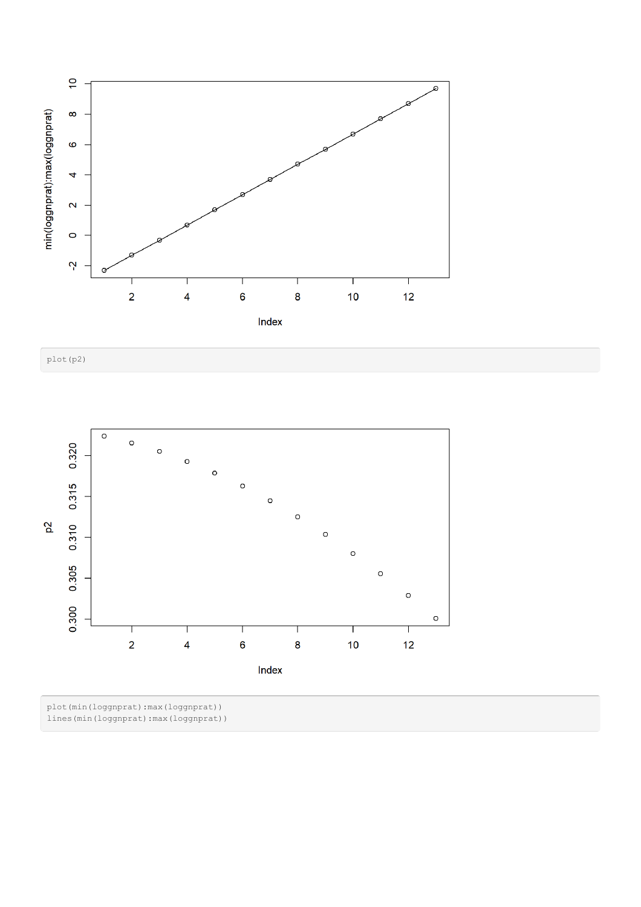min(loggnprat):max(loggnprat)

10
8
6
4
2
0
-2

2
4
6
8
10
12

Index

```
plot(p2)
```

p2

0.320
0.315
0.310
0.305
0.300

2
4
6
8
10
12

Index

```
plot(min(loggnprat):max(loggnprat))
lines(min(loggnprat):max(loggnprat))
```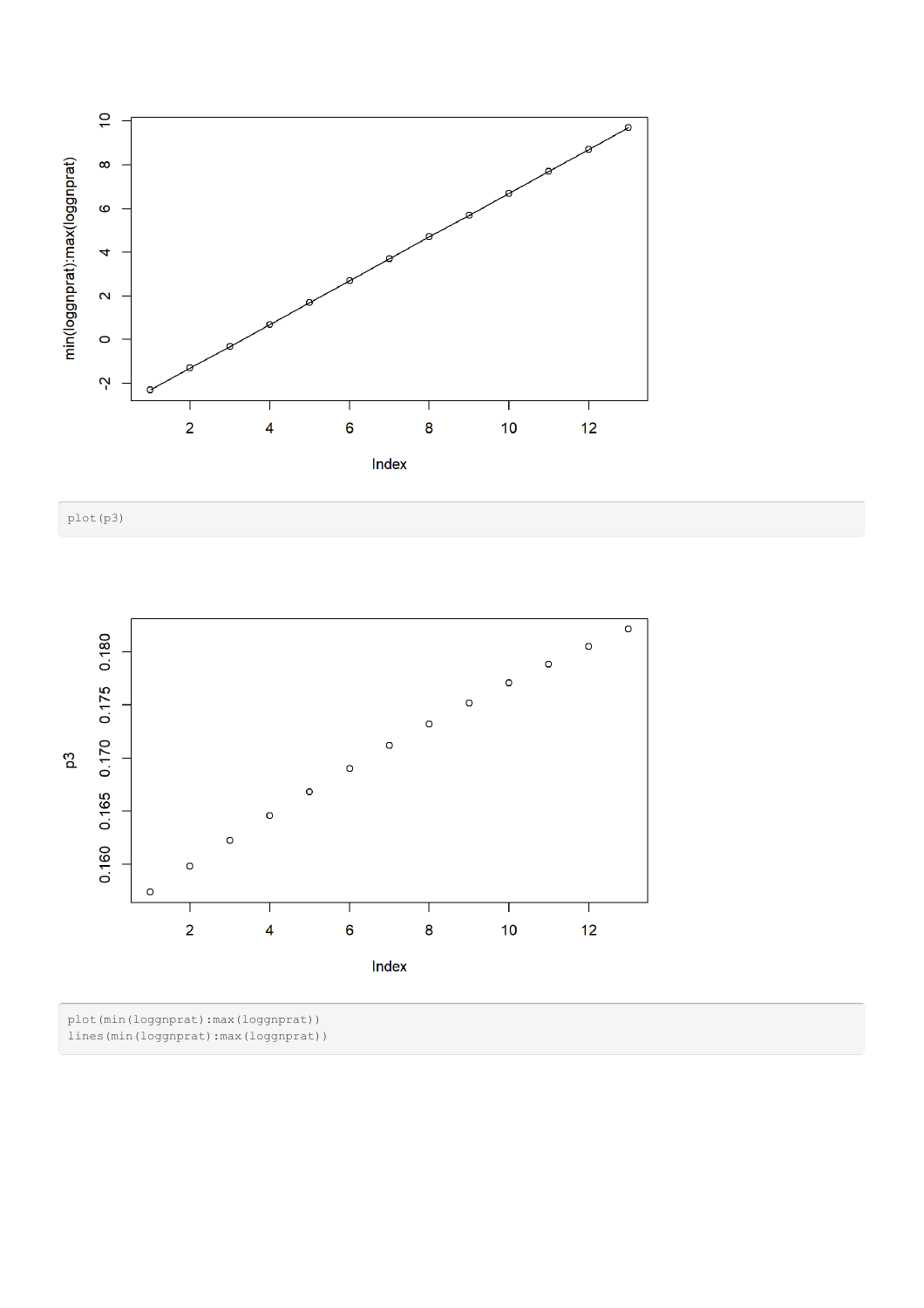min(loggnprat):max(loggnprat)

-2
0
2
4
6
8
10

2
4
6
8
10
12

Index

```
plot(p3)
```

p3

0.160
0.165
0.170
0.175
0.180

2
4
6
8
10
12

Index

```
plot(min(loggnprat):max(loggnprat))
lines(min(loggnprat):max(loggnprat))
```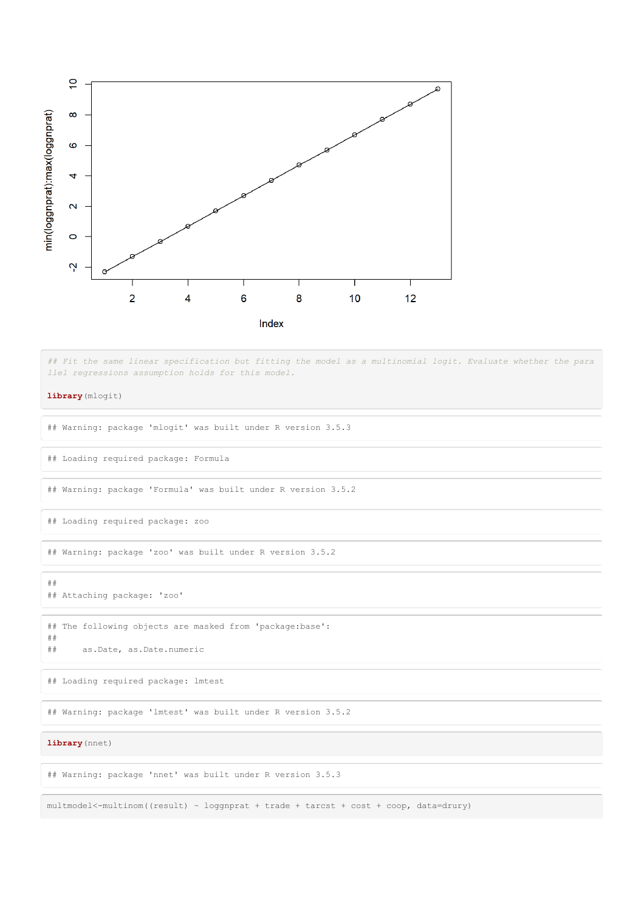min(loggnprat):max(loggnprat)

-2
0
2
4
6
8
10

2
4
6
8
10
12

Index

```r
## Fit the same linear specification but fitting the model as a multinomial logit. Evaluate whether the para
llel regressions assumption holds for this model.

library(mlogit)
```

```
## Warning: package 'mlogit' was built under R version 3.5.3
```

```
## Loading required package: Formula
```

```
## Warning: package 'Formula' was built under R version 3.5.2
```

```
## Loading required package: zoo
```

```
## Warning: package 'zoo' was built under R version 3.5.2
```

```
## 
## Attaching package: 'zoo'
```

```
## The following objects are masked from 'package:base':
## 
##     as.Date, as.Date.numeric
```

```
## Loading required package: lmtest
```

```
## Warning: package 'lmtest' was built under R version 3.5.2
```

```r
library(nnet)
```

```
## Warning: package 'nnet' was built under R version 3.5.3
```

```r
multmodel<-multinom((result) ~ loggnprat + trade + tarcst + cost + coop, data=drury)
```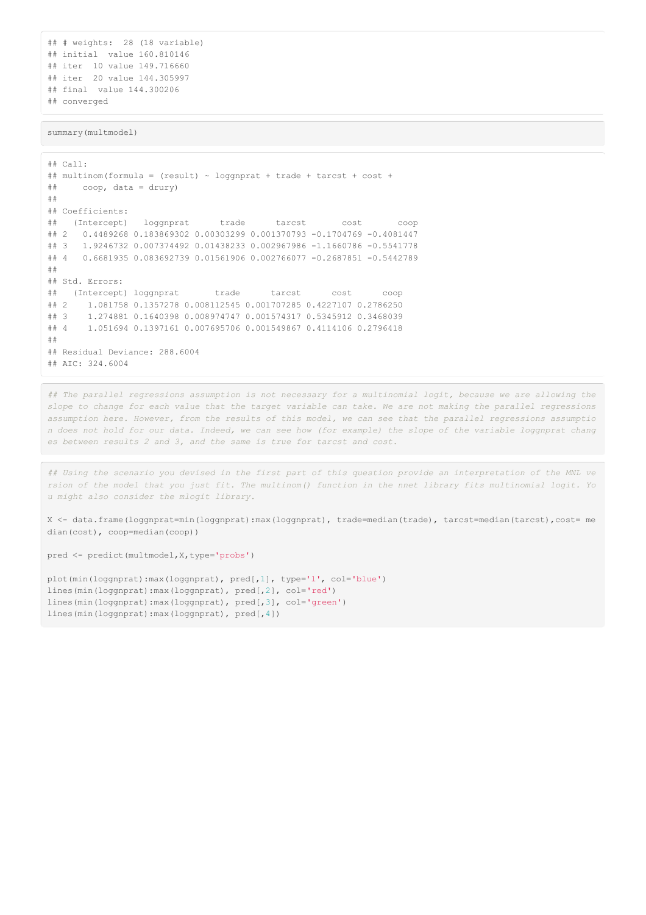```
## # weights:  28 (18 variable)
## initial  value 160.810146
## iter  10 value 149.716660
## iter  20 value 144.305997
## final  value 144.300206
## converged
```

```
summary(multmodel)
```

```
## Call:
## multinom(formula = (result) ~ loggnprat + trade + tarcst + cost +
##     coop, data = drury)
##
## Coefficients:
##   (Intercept)   loggnprat      trade      tarcst       cost       coop
## 2   0.4489268 0.183869302 0.00303299 0.001370793 -0.1704769 -0.4081447
## 3   1.9246732 0.007374492 0.01438233 0.002967986 -1.1660786 -0.5541778
## 4   0.6681935 0.083692739 0.01561906 0.002766077 -0.2687851 -0.5442789
##
## Std. Errors:
##   (Intercept) loggnprat       trade      tarcst      cost      coop
## 2    1.081758 0.1357278 0.008112545 0.001707285 0.4227107 0.2786250
## 3    1.274881 0.1640398 0.008974747 0.001574317 0.5345912 0.3468039
## 4    1.051694 0.1397161 0.007695706 0.001549867 0.4114106 0.2796418
##
## Residual Deviance: 288.6004
## AIC: 324.6004
```

```
## The parallel regressions assumption is not necessary for a multinomial logit, because we are allowing the slope to change for each value that the target variable can take. We are not making the parallel regressions assumption here. However, from the results of this model, we can see that the parallel regressions assumption does not hold for our data. Indeed, we can see how (for example) the slope of the variable loggnprat changes between results 2 and 3, and the same is true for tarcst and cost.
```

```
## Using the scenario you devised in the first part of this question provide an interpretation of the MNL version of the model that you just fit. The multinom() function in the nnet library fits multinomial logit. You might also consider the mlogit library.

X <- data.frame(loggnprat=min(loggnprat):max(loggnprat), trade=median(trade), tarcst=median(tarcst),cost= median(cost), coop=median(coop))

pred <- predict(multmodel,X,type='probs')

plot(min(loggnprat):max(loggnprat), pred[,1], type='l', col='blue')
lines(min(loggnprat):max(loggnprat), pred[,2], col='red')
lines(min(loggnprat):max(loggnprat), pred[,3], col='green')
lines(min(loggnprat):max(loggnprat), pred[,4])
```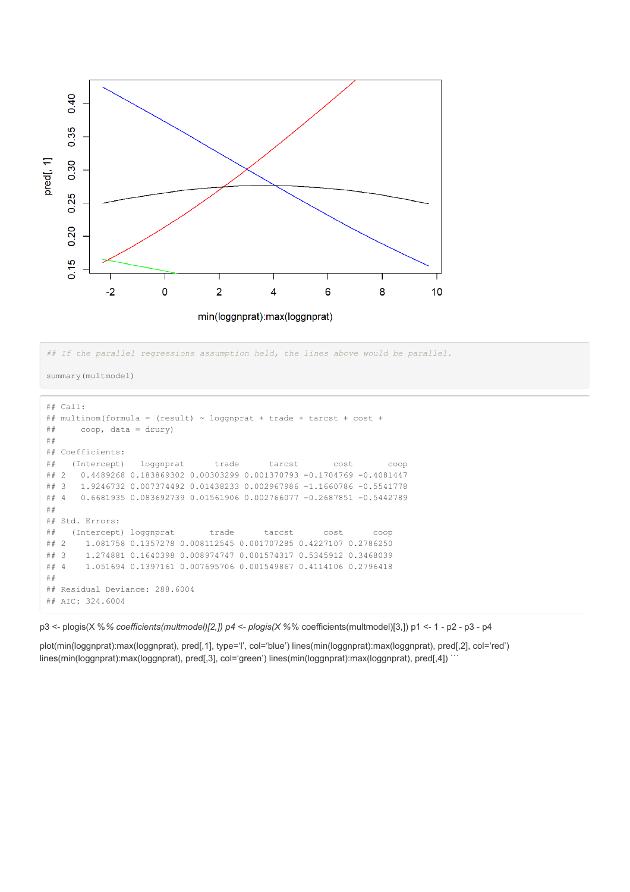pred[, 1]

0.15
0.20
0.25
0.30
0.35
0.40

-2
0
2
4
6
8
10

min(loggnprat):max(loggnprat)

```
## If the parallel regressions assumption held, the lines above would be parallel.

summary(multmodel)
```

```
## Call:
## multinom(formula = (result) ~ loggnprat + trade + tarcst + cost +
##     coop, data = drury)
##
## Coefficients:
##   (Intercept)   loggnprat      trade      tarcst       cost       coop
## 2   0.4489268 0.183869302 0.00303299 0.001370793 -0.1704769 -0.4081447
## 3   1.9246732 0.007374492 0.01438233 0.002967986 -1.1660786 -0.5541778
## 4   0.6681935 0.083692739 0.01561906 0.002766077 -0.2687851 -0.5442789
##
## Std. Errors:
##   (Intercept) loggnprat       trade      tarcst      cost      coop
## 2    1.081758 0.1357278 0.008112545 0.001707285 0.4227107 0.2786250
## 3    1.274881 0.1640398 0.008974747 0.001574317 0.5345912 0.3468039
## 4    1.051694 0.1397161 0.007695706 0.001549867 0.4114106 0.2796418
##
## Residual Deviance: 288.6004
## AIC: 324.6004
```

p3 <- plogis(X %*% coefficients(multmodel)[2,]) p4 <- plogis(X %*% coefficients(multmodel)[3,]) p1 <- 1 - p2 - p3 - p4

plot(min(loggnprat):max(loggnprat), pred[,1], type='l', col='blue') lines(min(loggnprat):max(loggnprat), pred[,2], col='red') lines(min(loggnprat):max(loggnprat), pred[,3], col='green') lines(min(loggnprat):max(loggnprat), pred[,4]) ```